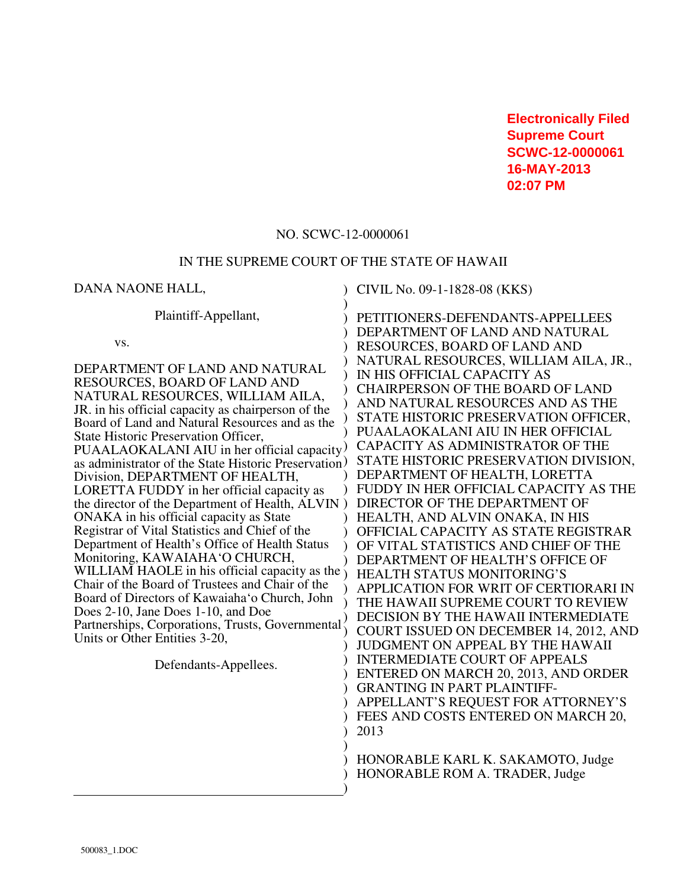**Electronically Filed**
**Supreme Court**
**SCWC-12-0000061**
**16-MAY-2013**
**02:07 PM**

NO. SCWC-12-0000061

IN THE SUPREME COURT OF THE STATE OF HAWAII

DANA NAONE HALL,

Plaintiff-Appellant,

vs.

DEPARTMENT OF LAND AND NATURAL RESOURCES, BOARD OF LAND AND NATURAL RESOURCES, WILLIAM AILA, JR. in his official capacity as chairperson of the Board of Land and Natural Resources and as the State Historic Preservation Officer, PUAALAOKALANI AIU in her official capacity as administrator of the State Historic Preservation Division, DEPARTMENT OF HEALTH, LORETTA FUDDY in her official capacity as the director of the Department of Health, ALVIN ONAKA in his official capacity as State Registrar of Vital Statistics and Chief of the Department of Health's Office of Health Status Monitoring, KAWAIAHA'O CHURCH, WILLIAM HAOLE in his official capacity as the Chair of the Board of Trustees and Chair of the Board of Directors of Kawaiaha'o Church, John Does 2-10, Jane Does 1-10, and Doe Partnerships, Corporations, Trusts, Governmental Units or Other Entities 3-20,

Defendants-Appellees.

CIVIL No. 09-1-1828-08 (KKS)

PETITIONERS-DEFENDANTS-APPELLEES DEPARTMENT OF LAND AND NATURAL RESOURCES, BOARD OF LAND AND NATURAL RESOURCES, WILLIAM AILA, JR., IN HIS OFFICIAL CAPACITY AS CHAIRPERSON OF THE BOARD OF LAND AND NATURAL RESOURCES AND AS THE STATE HISTORIC PRESERVATION OFFICER, PUAALAOKALANI AIU IN HER OFFICIAL CAPACITY AS ADMINISTRATOR OF THE STATE HISTORIC PRESERVATION DIVISION, DEPARTMENT OF HEALTH, LORETTA FUDDY IN HER OFFICIAL CAPACITY AS THE DIRECTOR OF THE DEPARTMENT OF HEALTH, AND ALVIN ONAKA, IN HIS OFFICIAL CAPACITY AS STATE REGISTRAR OF VITAL STATISTICS AND CHIEF OF THE DEPARTMENT OF HEALTH'S OFFICE OF HEALTH STATUS MONITORING'S APPLICATION FOR WRIT OF CERTIORARI IN THE HAWAII SUPREME COURT TO REVIEW DECISION BY THE HAWAII INTERMEDIATE COURT ISSUED ON DECEMBER 14, 2012, AND JUDGMENT ON APPEAL BY THE HAWAII INTERMEDIATE COURT OF APPEALS ENTERED ON MARCH 20, 2013, AND ORDER GRANTING IN PART PLAINTIFF-APPELLANT'S REQUEST FOR ATTORNEY'S FEES AND COSTS ENTERED ON MARCH 20, 2013

HONORABLE KARL K. SAKAMOTO, Judge
HONORABLE ROM A. TRADER, Judge

500083_1.DOC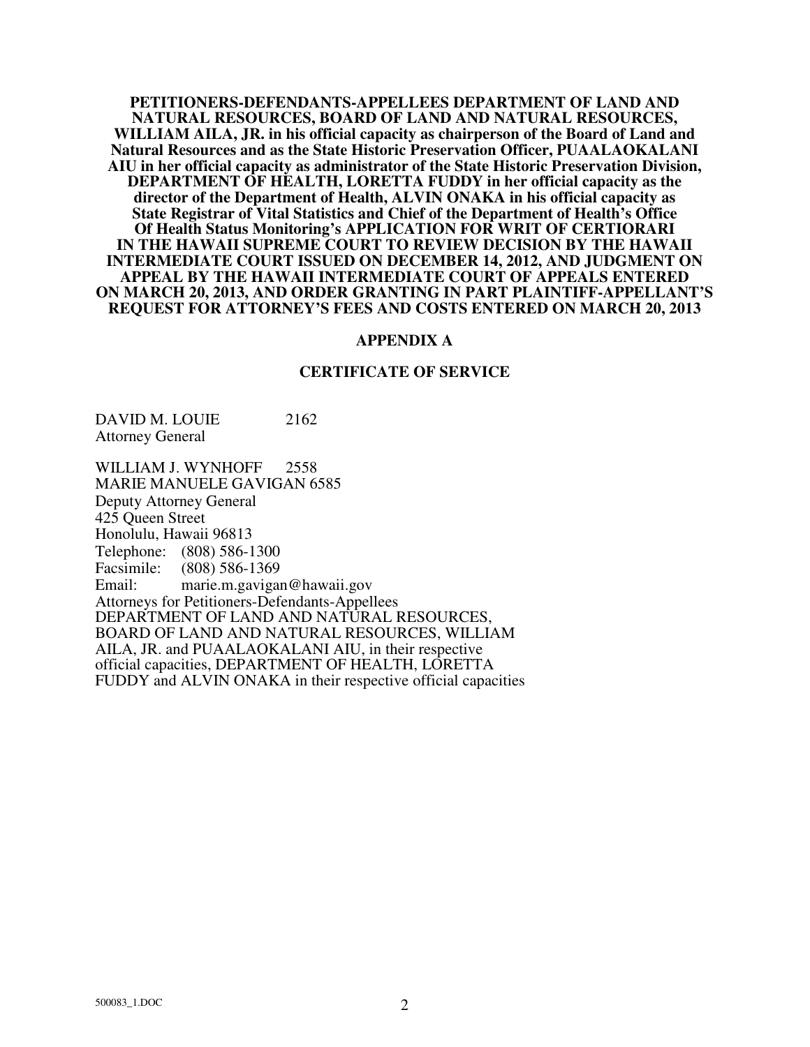**PETITIONERS-DEFENDANTS-APPELLEES DEPARTMENT OF LAND AND NATURAL RESOURCES, BOARD OF LAND AND NATURAL RESOURCES, WILLIAM AILA, JR. in his official capacity as chairperson of the Board of Land and Natural Resources and as the State Historic Preservation Officer, PUAALAOKALANI AIU in her official capacity as administrator of the State Historic Preservation Division, DEPARTMENT OF HEALTH, LORETTA FUDDY in her official capacity as the director of the Department of Health, ALVIN ONAKA in his official capacity as State Registrar of Vital Statistics and Chief of the Department of Health's Office Of Health Status Monitoring's APPLICATION FOR WRIT OF CERTIORARI IN THE HAWAII SUPREME COURT TO REVIEW DECISION BY THE HAWAII INTERMEDIATE COURT ISSUED ON DECEMBER 14, 2012, AND JUDGMENT ON APPEAL BY THE HAWAII INTERMEDIATE COURT OF APPEALS ENTERED ON MARCH 20, 2013, AND ORDER GRANTING IN PART PLAINTIFF-APPELLANT'S REQUEST FOR ATTORNEY'S FEES AND COSTS ENTERED ON MARCH 20, 2013**

**APPENDIX A**

**CERTIFICATE OF SERVICE**

DAVID M. LOUIE 2162
Attorney General

WILLIAM J. WYNHOFF 2558
MARIE MANUELE GAVIGAN 6585
Deputy Attorney General
425 Queen Street
Honolulu, Hawaii 96813
Telephone: (808) 586-1300
Facsimile: (808) 586-1369
Email: marie.m.gavigan@hawaii.gov
Attorneys for Petitioners-Defendants-Appellees
DEPARTMENT OF LAND AND NATURAL RESOURCES, BOARD OF LAND AND NATURAL RESOURCES, WILLIAM AILA, JR. and PUAALAOKALANI AIU, in their respective official capacities, DEPARTMENT OF HEALTH, LORETTA FUDDY and ALVIN ONAKA in their respective official capacities

500083_1.DOC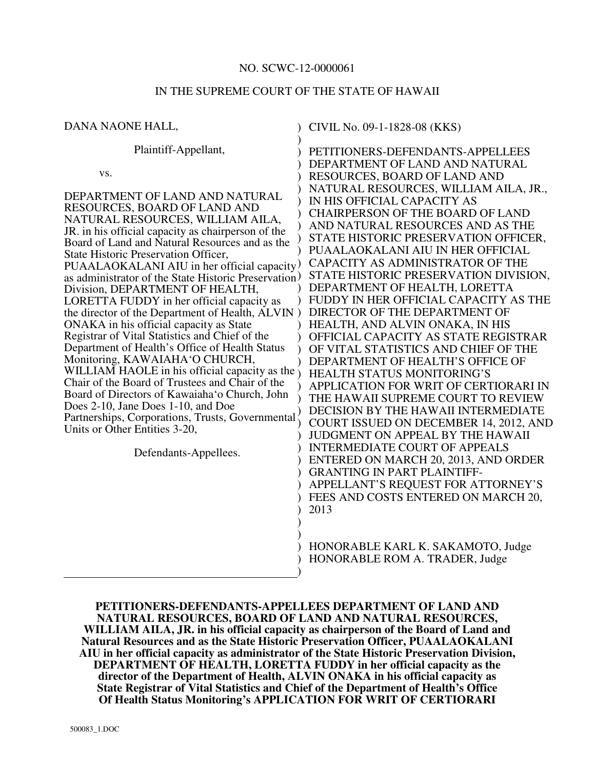NO. SCWC-12-0000061

IN THE SUPREME COURT OF THE STATE OF HAWAII

| | |
|---|---|
| DANA NAONE HALL,<br><br>Plaintiff-Appellant,<br><br>vs.<br><br>DEPARTMENT OF LAND AND NATURAL RESOURCES, BOARD OF LAND AND NATURAL RESOURCES, WILLIAM AILA, JR. in his official capacity as chairperson of the Board of Land and Natural Resources and as the State Historic Preservation Officer, PUAALAOKALANI AIU in her official capacity as administrator of the State Historic Preservation Division, DEPARTMENT OF HEALTH, LORETTA FUDDY in her official capacity as the director of the Department of Health, ALVIN ONAKA in his official capacity as State Registrar of Vital Statistics and Chief of the Department of Health's Office of Health Status Monitoring, KAWAIAHA'O CHURCH, WILLIAM HAOLE in his official capacity as the Chair of the Board of Trustees and Chair of the Board of Directors of Kawaiaha'o Church, John Does 2-10, Jane Does 1-10, and Doe Partnerships, Corporations, Trusts, Governmental Units or Other Entities 3-20,<br><br>Defendants-Appellees. | CIVIL No. 09-1-1828-08 (KKS)<br><br>PETITIONERS-DEFENDANTS-APPELLEES DEPARTMENT OF LAND AND NATURAL RESOURCES, BOARD OF LAND AND NATURAL RESOURCES, WILLIAM AILA, JR., IN HIS OFFICIAL CAPACITY AS CHAIRPERSON OF THE BOARD OF LAND AND NATURAL RESOURCES AND AS THE STATE HISTORIC PRESERVATION OFFICER, PUAALAOKALANI AIU IN HER OFFICIAL CAPACITY AS ADMINISTRATOR OF THE STATE HISTORIC PRESERVATION DIVISION, DEPARTMENT OF HEALTH, LORETTA FUDDY IN HER OFFICIAL CAPACITY AS THE DIRECTOR OF THE DEPARTMENT OF HEALTH, AND ALVIN ONAKA, IN HIS OFFICIAL CAPACITY AS STATE REGISTRAR OF VITAL STATISTICS AND CHIEF OF THE DEPARTMENT OF HEALTH'S OFFICE OF HEALTH STATUS MONITORING'S APPLICATION FOR WRIT OF CERTIORARI IN THE HAWAII SUPREME COURT TO REVIEW DECISION BY THE HAWAII INTERMEDIATE COURT ISSUED ON DECEMBER 14, 2012, AND JUDGMENT ON APPEAL BY THE HAWAII INTERMEDIATE COURT OF APPEALS ENTERED ON MARCH 20, 2013, AND ORDER GRANTING IN PART PLAINTIFF-APPELLANT'S REQUEST FOR ATTORNEY'S FEES AND COSTS ENTERED ON MARCH 20, 2013<br><br>HONORABLE KARL K. SAKAMOTO, Judge<br>HONORABLE ROM A. TRADER, Judge |

**PETITIONERS-DEFENDANTS-APPELLEES DEPARTMENT OF LAND AND NATURAL RESOURCES, BOARD OF LAND AND NATURAL RESOURCES, WILLIAM AILA, JR. in his official capacity as chairperson of the Board of Land and Natural Resources and as the State Historic Preservation Officer, PUAALAOKALANI AIU in her official capacity as administrator of the State Historic Preservation Division, DEPARTMENT OF HEALTH, LORETTA FUDDY in her official capacity as the director of the Department of Health, ALVIN ONAKA in his official capacity as State Registrar of Vital Statistics and Chief of the Department of Health's Office Of Health Status Monitoring's APPLICATION FOR WRIT OF CERTIORARI**

500083_1.DOC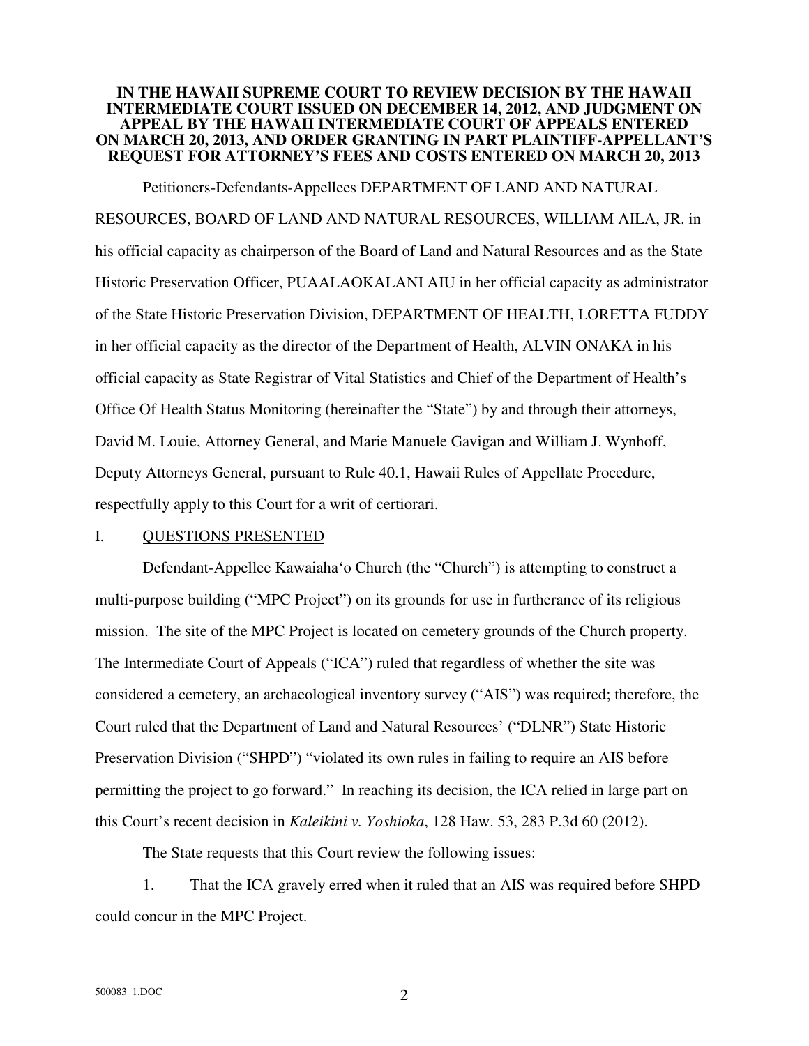**IN THE HAWAII SUPREME COURT TO REVIEW DECISION BY THE HAWAII INTERMEDIATE COURT ISSUED ON DECEMBER 14, 2012, AND JUDGMENT ON APPEAL BY THE HAWAII INTERMEDIATE COURT OF APPEALS ENTERED ON MARCH 20, 2013, AND ORDER GRANTING IN PART PLAINTIFF-APPELLANT'S REQUEST FOR ATTORNEY'S FEES AND COSTS ENTERED ON MARCH 20, 2013**

Petitioners-Defendants-Appellees DEPARTMENT OF LAND AND NATURAL RESOURCES, BOARD OF LAND AND NATURAL RESOURCES, WILLIAM AILA, JR. in his official capacity as chairperson of the Board of Land and Natural Resources and as the State Historic Preservation Officer, PUAALAOKALANI AIU in her official capacity as administrator of the State Historic Preservation Division, DEPARTMENT OF HEALTH, LORETTA FUDDY in her official capacity as the director of the Department of Health, ALVIN ONAKA in his official capacity as State Registrar of Vital Statistics and Chief of the Department of Health's Office Of Health Status Monitoring (hereinafter the "State") by and through their attorneys, David M. Louie, Attorney General, and Marie Manuele Gavigan and William J. Wynhoff, Deputy Attorneys General, pursuant to Rule 40.1, Hawaii Rules of Appellate Procedure, respectfully apply to this Court for a writ of certiorari.

## I. QUESTIONS PRESENTED

Defendant-Appellee Kawaiahaʻo Church (the "Church") is attempting to construct a multi-purpose building ("MPC Project") on its grounds for use in furtherance of its religious mission. The site of the MPC Project is located on cemetery grounds of the Church property. The Intermediate Court of Appeals ("ICA") ruled that regardless of whether the site was considered a cemetery, an archaeological inventory survey ("AIS") was required; therefore, the Court ruled that the Department of Land and Natural Resources' ("DLNR") State Historic Preservation Division ("SHPD") "violated its own rules in failing to require an AIS before permitting the project to go forward." In reaching its decision, the ICA relied in large part on this Court's recent decision in *Kaleikini v. Yoshioka*, 128 Haw. 53, 283 P.3d 60 (2012).

The State requests that this Court review the following issues:

1. That the ICA gravely erred when it ruled that an AIS was required before SHPD could concur in the MPC Project.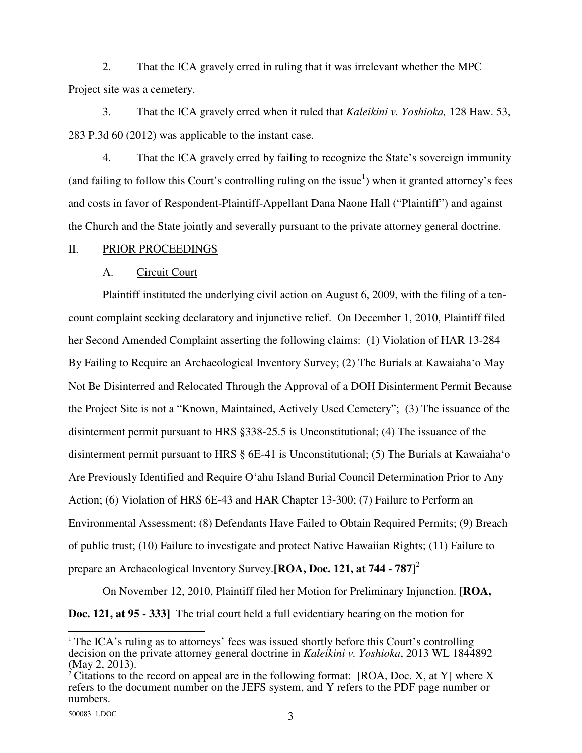2. That the ICA gravely erred in ruling that it was irrelevant whether the MPC Project site was a cemetery.

3. That the ICA gravely erred when it ruled that *Kaleikini v. Yoshioka,* 128 Haw. 53, 283 P.3d 60 (2012) was applicable to the instant case.

4. That the ICA gravely erred by failing to recognize the State's sovereign immunity (and failing to follow this Court's controlling ruling on the issue[1]) when it granted attorney's fees and costs in favor of Respondent-Plaintiff-Appellant Dana Naone Hall ("Plaintiff") and against the Church and the State jointly and severally pursuant to the private attorney general doctrine.

## II. PRIOR PROCEEDINGS

### A. Circuit Court

Plaintiff instituted the underlying civil action on August 6, 2009, with the filing of a ten-count complaint seeking declaratory and injunctive relief. On December 1, 2010, Plaintiff filed her Second Amended Complaint asserting the following claims: (1) Violation of HAR 13-284 By Failing to Require an Archaeological Inventory Survey; (2) The Burials at Kawaiahaʻo May Not Be Disinterred and Relocated Through the Approval of a DOH Disinterment Permit Because the Project Site is not a "Known, Maintained, Actively Used Cemetery"; (3) The issuance of the disinterment permit pursuant to HRS §338-25.5 is Unconstitutional; (4) The issuance of the disinterment permit pursuant to HRS § 6E-41 is Unconstitutional; (5) The Burials at Kawaiahaʻo Are Previously Identified and Require Oʻahu Island Burial Council Determination Prior to Any Action; (6) Violation of HRS 6E-43 and HAR Chapter 13-300; (7) Failure to Perform an Environmental Assessment; (8) Defendants Have Failed to Obtain Required Permits; (9) Breach of public trust; (10) Failure to investigate and protect Native Hawaiian Rights; (11) Failure to prepare an Archaeological Inventory Survey.**[ROA, Doc. 121, at 744 - 787]**[2]

On November 12, 2010, Plaintiff filed her Motion for Preliminary Injunction. **[ROA, Doc. 121, at 95 - 333]** The trial court held a full evidentiary hearing on the motion for

---

[1] The ICA's ruling as to attorneys' fees was issued shortly before this Court's controlling decision on the private attorney general doctrine in *Kaleikini v. Yoshioka*, 2013 WL 1844892 (May 2, 2013).

[2] Citations to the record on appeal are in the following format: [ROA, Doc. X, at Y] where X refers to the document number on the JEFS system, and Y refers to the PDF page number or numbers.

500083_1.DOC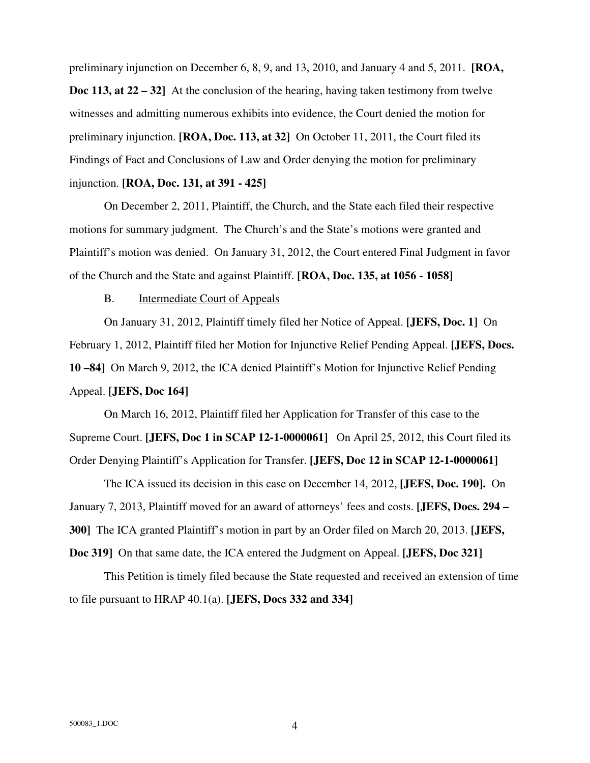preliminary injunction on December 6, 8, 9, and 13, 2010, and January 4 and 5, 2011. **[ROA, Doc 113, at 22 – 32]** At the conclusion of the hearing, having taken testimony from twelve witnesses and admitting numerous exhibits into evidence, the Court denied the motion for preliminary injunction. **[ROA, Doc. 113, at 32]** On October 11, 2011, the Court filed its Findings of Fact and Conclusions of Law and Order denying the motion for preliminary injunction. **[ROA, Doc. 131, at 391 - 425]**

On December 2, 2011, Plaintiff, the Church, and the State each filed their respective motions for summary judgment. The Church's and the State's motions were granted and Plaintiff's motion was denied. On January 31, 2012, the Court entered Final Judgment in favor of the Church and the State and against Plaintiff. **[ROA, Doc. 135, at 1056 - 1058]**

B. Intermediate Court of Appeals

On January 31, 2012, Plaintiff timely filed her Notice of Appeal. **[JEFS, Doc. 1]** On February 1, 2012, Plaintiff filed her Motion for Injunctive Relief Pending Appeal. **[JEFS, Docs. 10 –84]** On March 9, 2012, the ICA denied Plaintiff's Motion for Injunctive Relief Pending Appeal. **[JEFS, Doc 164]**

On March 16, 2012, Plaintiff filed her Application for Transfer of this case to the Supreme Court. **[JEFS, Doc 1 in SCAP 12-1-0000061]** On April 25, 2012, this Court filed its Order Denying Plaintiff's Application for Transfer. **[JEFS, Doc 12 in SCAP 12-1-0000061]**

The ICA issued its decision in this case on December 14, 2012, **[JEFS, Doc. 190].** On January 7, 2013, Plaintiff moved for an award of attorneys' fees and costs. **[JEFS, Docs. 294 – 300]** The ICA granted Plaintiff's motion in part by an Order filed on March 20, 2013. **[JEFS, Doc 319]** On that same date, the ICA entered the Judgment on Appeal. **[JEFS, Doc 321]**

This Petition is timely filed because the State requested and received an extension of time to file pursuant to HRAP 40.1(a). **[JEFS, Docs 332 and 334]**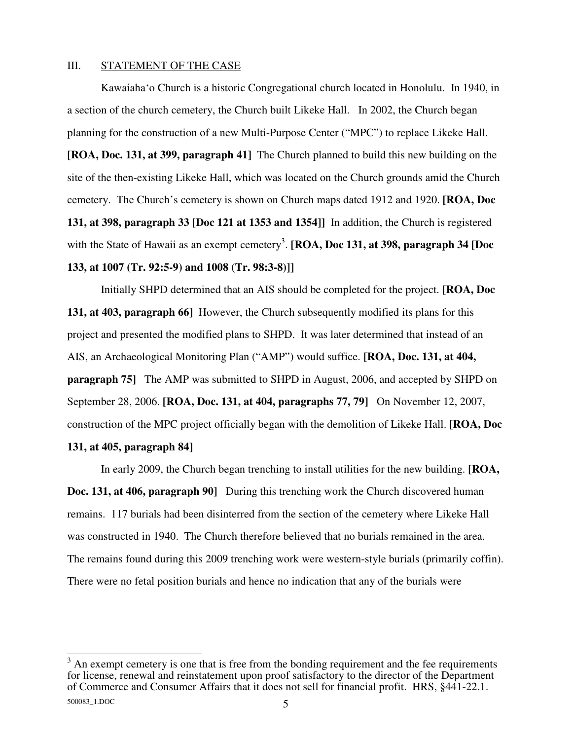## III. STATEMENT OF THE CASE

Kawaiaha'o Church is a historic Congregational church located in Honolulu. In 1940, in a section of the church cemetery, the Church built Likeke Hall. In 2002, the Church began planning for the construction of a new Multi-Purpose Center ("MPC") to replace Likeke Hall. **[ROA, Doc. 131, at 399, paragraph 41]** The Church planned to build this new building on the site of the then-existing Likeke Hall, which was located on the Church grounds amid the Church cemetery. The Church's cemetery is shown on Church maps dated 1912 and 1920. **[ROA, Doc 131, at 398, paragraph 33 [Doc 121 at 1353 and 1354]]** In addition, the Church is registered with the State of Hawaii as an exempt cemetery[3]. **[ROA, Doc 131, at 398, paragraph 34 [Doc 133, at 1007 (Tr. 92:5-9) and 1008 (Tr. 98:3-8)]]**

Initially SHPD determined that an AIS should be completed for the project. **[ROA, Doc 131, at 403, paragraph 66]** However, the Church subsequently modified its plans for this project and presented the modified plans to SHPD. It was later determined that instead of an AIS, an Archaeological Monitoring Plan ("AMP") would suffice. **[ROA, Doc. 131, at 404, paragraph 75]** The AMP was submitted to SHPD in August, 2006, and accepted by SHPD on September 28, 2006. **[ROA, Doc. 131, at 404, paragraphs 77, 79]** On November 12, 2007, construction of the MPC project officially began with the demolition of Likeke Hall. **[ROA, Doc 131, at 405, paragraph 84]**

In early 2009, the Church began trenching to install utilities for the new building. **[ROA, Doc. 131, at 406, paragraph 90]** During this trenching work the Church discovered human remains. 117 burials had been disinterred from the section of the cemetery where Likeke Hall was constructed in 1940. The Church therefore believed that no burials remained in the area. The remains found during this 2009 trenching work were western-style burials (primarily coffin). There were no fetal position burials and hence no indication that any of the burials were

---

[3] An exempt cemetery is one that is free from the bonding requirement and the fee requirements for license, renewal and reinstatement upon proof satisfactory to the director of the Department of Commerce and Consumer Affairs that it does not sell for financial profit. HRS, §441-22.1.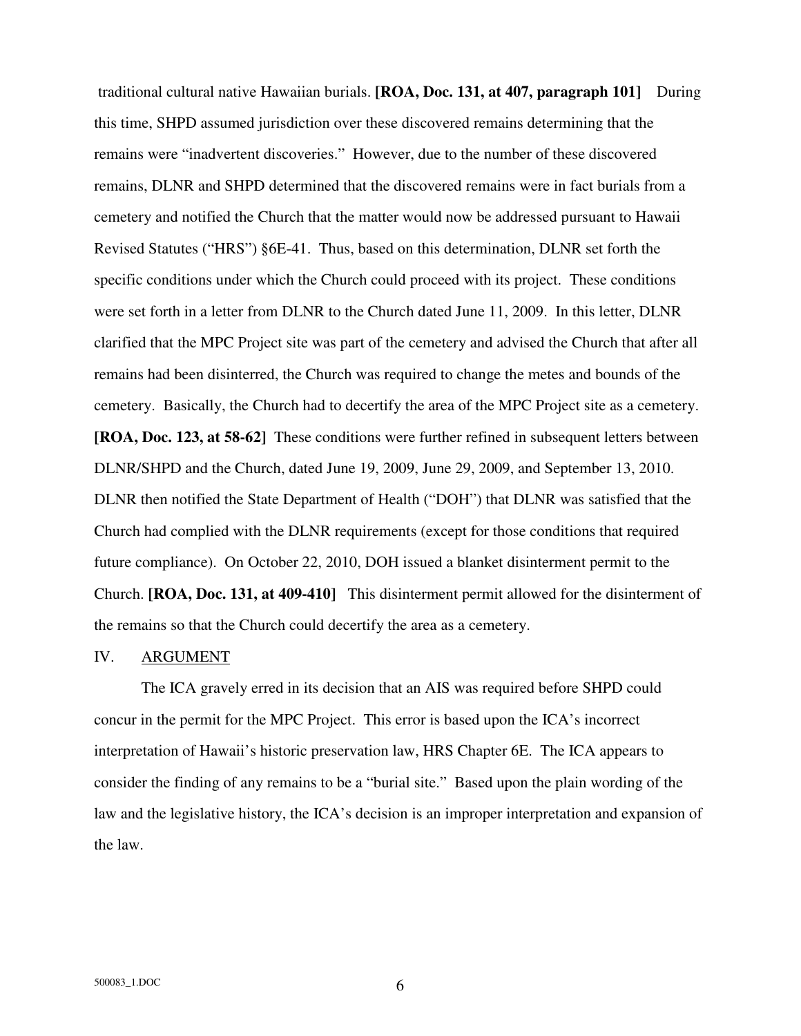traditional cultural native Hawaiian burials. **[ROA, Doc. 131, at 407, paragraph 101]** During this time, SHPD assumed jurisdiction over these discovered remains determining that the remains were "inadvertent discoveries." However, due to the number of these discovered remains, DLNR and SHPD determined that the discovered remains were in fact burials from a cemetery and notified the Church that the matter would now be addressed pursuant to Hawaii Revised Statutes ("HRS") §6E-41. Thus, based on this determination, DLNR set forth the specific conditions under which the Church could proceed with its project. These conditions were set forth in a letter from DLNR to the Church dated June 11, 2009. In this letter, DLNR clarified that the MPC Project site was part of the cemetery and advised the Church that after all remains had been disinterred, the Church was required to change the metes and bounds of the cemetery. Basically, the Church had to decertify the area of the MPC Project site as a cemetery. **[ROA, Doc. 123, at 58-62]** These conditions were further refined in subsequent letters between DLNR/SHPD and the Church, dated June 19, 2009, June 29, 2009, and September 13, 2010. DLNR then notified the State Department of Health ("DOH") that DLNR was satisfied that the Church had complied with the DLNR requirements (except for those conditions that required future compliance). On October 22, 2010, DOH issued a blanket disinterment permit to the Church. **[ROA, Doc. 131, at 409-410]** This disinterment permit allowed for the disinterment of the remains so that the Church could decertify the area as a cemetery.

## IV. ARGUMENT

The ICA gravely erred in its decision that an AIS was required before SHPD could concur in the permit for the MPC Project. This error is based upon the ICA's incorrect interpretation of Hawaii's historic preservation law, HRS Chapter 6E. The ICA appears to consider the finding of any remains to be a "burial site." Based upon the plain wording of the law and the legislative history, the ICA's decision is an improper interpretation and expansion of the law.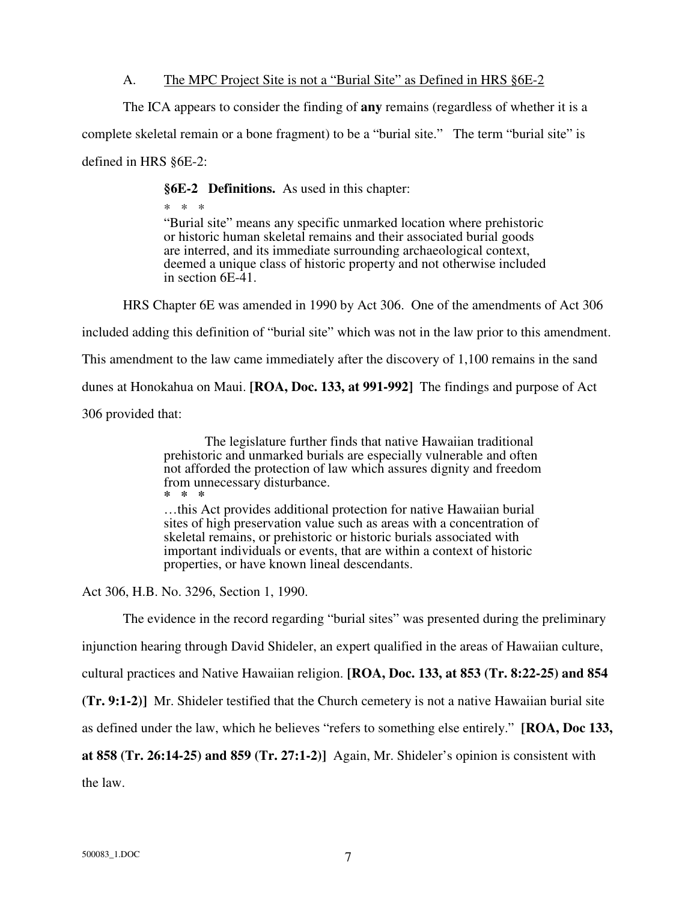### A. <u>The MPC Project Site is not a "Burial Site" as Defined in HRS §6E-2</u>

The ICA appears to consider the finding of **any** remains (regardless of whether it is a complete skeletal remain or a bone fragment) to be a "burial site." The term "burial site" is defined in HRS §6E-2:

> **§6E-2 Definitions.** As used in this chapter:
>
> \* \* \*
>
> "Burial site" means any specific unmarked location where prehistoric or historic human skeletal remains and their associated burial goods are interred, and its immediate surrounding archaeological context, deemed a unique class of historic property and not otherwise included in section 6E-41.

HRS Chapter 6E was amended in 1990 by Act 306. One of the amendments of Act 306 included adding this definition of "burial site" which was not in the law prior to this amendment. This amendment to the law came immediately after the discovery of 1,100 remains in the sand dunes at Honokahua on Maui. **[ROA, Doc. 133, at 991-992]** The findings and purpose of Act 306 provided that:

> The legislature further finds that native Hawaiian traditional prehistoric and unmarked burials are especially vulnerable and often not afforded the protection of law which assures dignity and freedom from unnecessary disturbance.
>
> **\* \* \***
>
> …this Act provides additional protection for native Hawaiian burial sites of high preservation value such as areas with a concentration of skeletal remains, or prehistoric or historic burials associated with important individuals or events, that are within a context of historic properties, or have known lineal descendants.

Act 306, H.B. No. 3296, Section 1, 1990.

The evidence in the record regarding "burial sites" was presented during the preliminary injunction hearing through David Shideler, an expert qualified in the areas of Hawaiian culture, cultural practices and Native Hawaiian religion. **[ROA, Doc. 133, at 853 (Tr. 8:22-25) and 854 (Tr. 9:1-2)]** Mr. Shideler testified that the Church cemetery is not a native Hawaiian burial site as defined under the law, which he believes "refers to something else entirely." **[ROA, Doc 133, at 858 (Tr. 26:14-25) and 859 (Tr. 27:1-2)]** Again, Mr. Shideler's opinion is consistent with the law.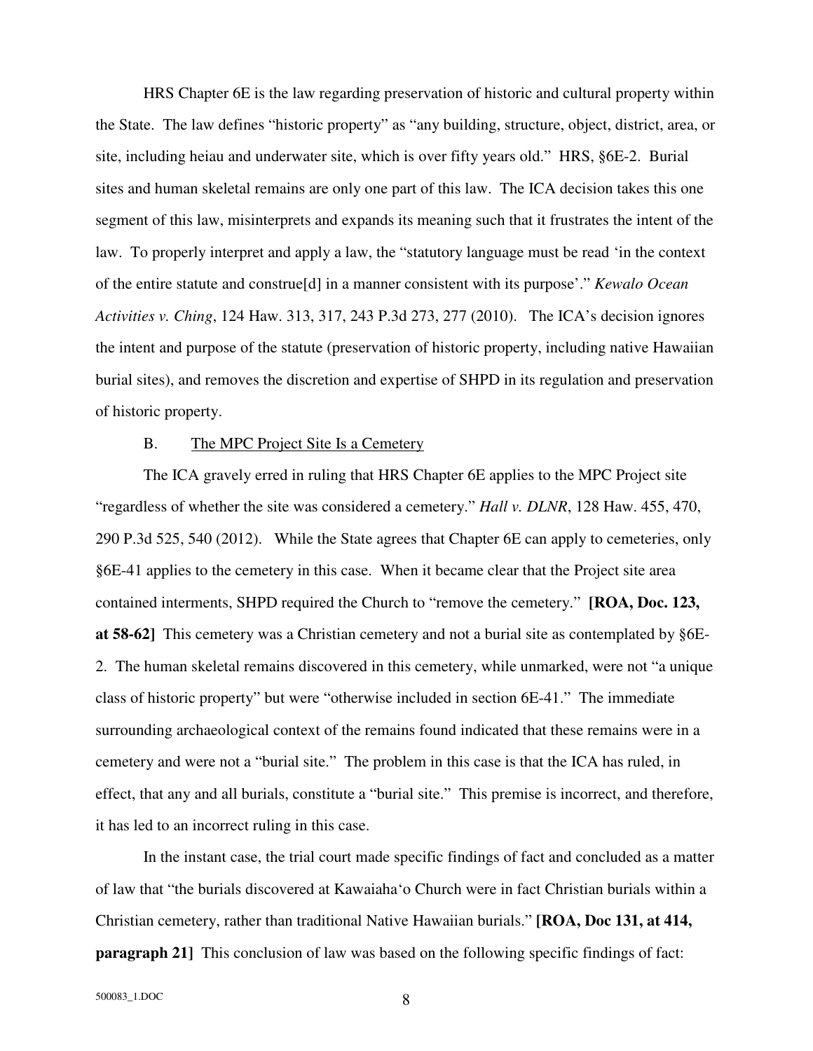HRS Chapter 6E is the law regarding preservation of historic and cultural property within the State. The law defines "historic property" as "any building, structure, object, district, area, or site, including heiau and underwater site, which is over fifty years old." HRS, §6E-2. Burial sites and human skeletal remains are only one part of this law. The ICA decision takes this one segment of this law, misinterprets and expands its meaning such that it frustrates the intent of the law. To properly interpret and apply a law, the "statutory language must be read 'in the context of the entire statute and construe[d] in a manner consistent with its purpose'." *Kewalo Ocean Activities v. Ching*, 124 Haw. 313, 317, 243 P.3d 273, 277 (2010). The ICA's decision ignores the intent and purpose of the statute (preservation of historic property, including native Hawaiian burial sites), and removes the discretion and expertise of SHPD in its regulation and preservation of historic property.

B. The MPC Project Site Is a Cemetery

The ICA gravely erred in ruling that HRS Chapter 6E applies to the MPC Project site "regardless of whether the site was considered a cemetery." *Hall v. DLNR*, 128 Haw. 455, 470, 290 P.3d 525, 540 (2012). While the State agrees that Chapter 6E can apply to cemeteries, only §6E-41 applies to the cemetery in this case. When it became clear that the Project site area contained interments, SHPD required the Church to "remove the cemetery." **[ROA, Doc. 123, at 58-62]** This cemetery was a Christian cemetery and not a burial site as contemplated by §6E-2. The human skeletal remains discovered in this cemetery, while unmarked, were not "a unique class of historic property" but were "otherwise included in section 6E-41." The immediate surrounding archaeological context of the remains found indicated that these remains were in a cemetery and were not a "burial site." The problem in this case is that the ICA has ruled, in effect, that any and all burials, constitute a "burial site." This premise is incorrect, and therefore, it has led to an incorrect ruling in this case.

In the instant case, the trial court made specific findings of fact and concluded as a matter of law that "the burials discovered at Kawaiaha'o Church were in fact Christian burials within a Christian cemetery, rather than traditional Native Hawaiian burials." **[ROA, Doc 131, at 414, paragraph 21]** This conclusion of law was based on the following specific findings of fact: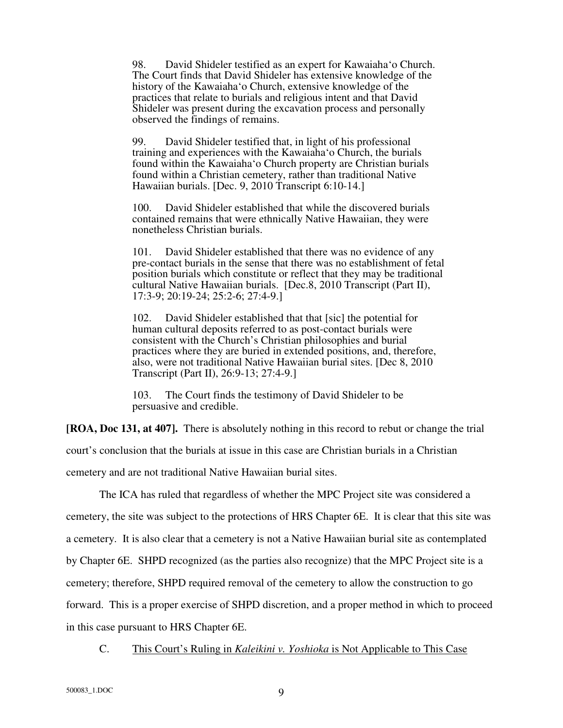> 98. David Shideler testified as an expert for Kawaiaha'o Church. The Court finds that David Shideler has extensive knowledge of the history of the Kawaiaha'o Church, extensive knowledge of the practices that relate to burials and religious intent and that David Shideler was present during the excavation process and personally observed the findings of remains.
>
> 99. David Shideler testified that, in light of his professional training and experiences with the Kawaiaha'o Church, the burials found within the Kawaiaha'o Church property are Christian burials found within a Christian cemetery, rather than traditional Native Hawaiian burials. [Dec. 9, 2010 Transcript 6:10-14.]
>
> 100. David Shideler established that while the discovered burials contained remains that were ethnically Native Hawaiian, they were nonetheless Christian burials.
>
> 101. David Shideler established that there was no evidence of any pre-contact burials in the sense that there was no establishment of fetal position burials which constitute or reflect that they may be traditional cultural Native Hawaiian burials. [Dec.8, 2010 Transcript (Part II), 17:3-9; 20:19-24; 25:2-6; 27:4-9.]
>
> 102. David Shideler established that that [sic] the potential for human cultural deposits referred to as post-contact burials were consistent with the Church's Christian philosophies and burial practices where they are buried in extended positions, and, therefore, also, were not traditional Native Hawaiian burial sites. [Dec 8, 2010 Transcript (Part II), 26:9-13; 27:4-9.]
>
> 103. The Court finds the testimony of David Shideler to be persuasive and credible.

**[ROA, Doc 131, at 407].** There is absolutely nothing in this record to rebut or change the trial court's conclusion that the burials at issue in this case are Christian burials in a Christian cemetery and are not traditional Native Hawaiian burial sites.

The ICA has ruled that regardless of whether the MPC Project site was considered a cemetery, the site was subject to the protections of HRS Chapter 6E. It is clear that this site was a cemetery. It is also clear that a cemetery is not a Native Hawaiian burial site as contemplated by Chapter 6E. SHPD recognized (as the parties also recognize) that the MPC Project site is a cemetery; therefore, SHPD required removal of the cemetery to allow the construction to go forward. This is a proper exercise of SHPD discretion, and a proper method in which to proceed in this case pursuant to HRS Chapter 6E.

C. <u>This Court's Ruling in *Kaleikini v. Yoshioka* is Not Applicable to This Case</u>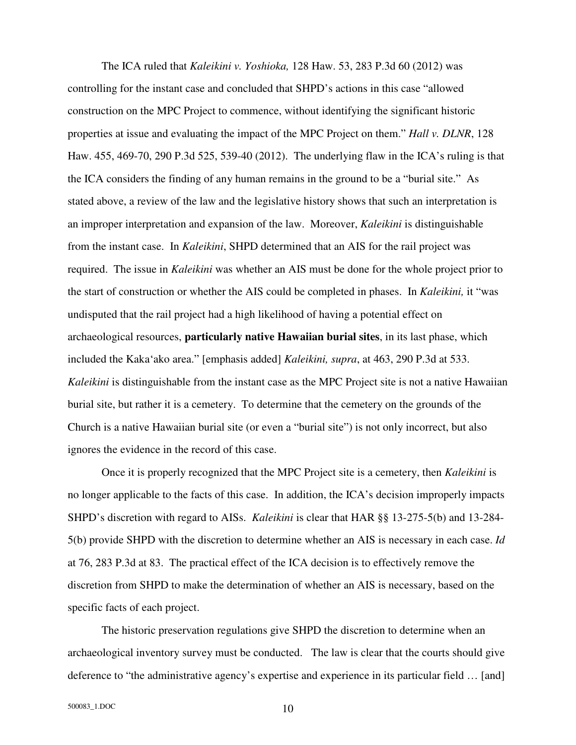The ICA ruled that *Kaleikini v. Yoshioka,* 128 Haw. 53, 283 P.3d 60 (2012) was controlling for the instant case and concluded that SHPD's actions in this case "allowed construction on the MPC Project to commence, without identifying the significant historic properties at issue and evaluating the impact of the MPC Project on them." *Hall v. DLNR*, 128 Haw. 455, 469-70, 290 P.3d 525, 539-40 (2012). The underlying flaw in the ICA's ruling is that the ICA considers the finding of any human remains in the ground to be a "burial site." As stated above, a review of the law and the legislative history shows that such an interpretation is an improper interpretation and expansion of the law. Moreover, *Kaleikini* is distinguishable from the instant case. In *Kaleikini*, SHPD determined that an AIS for the rail project was required. The issue in *Kaleikini* was whether an AIS must be done for the whole project prior to the start of construction or whether the AIS could be completed in phases. In *Kaleikini,* it "was undisputed that the rail project had a high likelihood of having a potential effect on archaeological resources, **particularly native Hawaiian burial sites**, in its last phase, which included the Kaka'ako area." [emphasis added] *Kaleikini, supra*, at 463, 290 P.3d at 533. *Kaleikini* is distinguishable from the instant case as the MPC Project site is not a native Hawaiian burial site, but rather it is a cemetery. To determine that the cemetery on the grounds of the Church is a native Hawaiian burial site (or even a "burial site") is not only incorrect, but also ignores the evidence in the record of this case.

Once it is properly recognized that the MPC Project site is a cemetery, then *Kaleikini* is no longer applicable to the facts of this case. In addition, the ICA's decision improperly impacts SHPD's discretion with regard to AISs. *Kaleikini* is clear that HAR §§ 13-275-5(b) and 13-284-5(b) provide SHPD with the discretion to determine whether an AIS is necessary in each case. *Id* at 76, 283 P.3d at 83. The practical effect of the ICA decision is to effectively remove the discretion from SHPD to make the determination of whether an AIS is necessary, based on the specific facts of each project.

The historic preservation regulations give SHPD the discretion to determine when an archaeological inventory survey must be conducted. The law is clear that the courts should give deference to "the administrative agency's expertise and experience in its particular field … [and]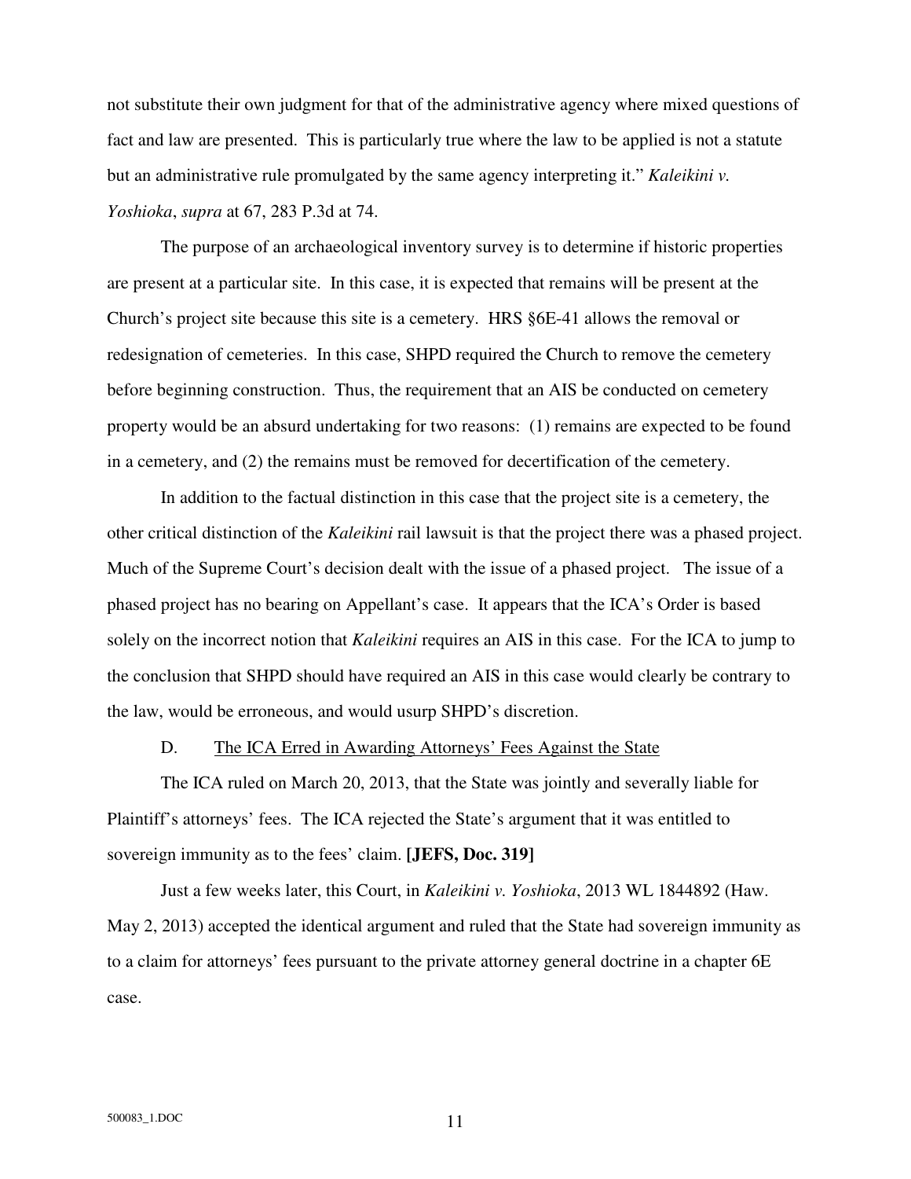not substitute their own judgment for that of the administrative agency where mixed questions of fact and law are presented. This is particularly true where the law to be applied is not a statute but an administrative rule promulgated by the same agency interpreting it." *Kaleikini v. Yoshioka*, *supra* at 67, 283 P.3d at 74.

The purpose of an archaeological inventory survey is to determine if historic properties are present at a particular site. In this case, it is expected that remains will be present at the Church's project site because this site is a cemetery. HRS §6E-41 allows the removal or redesignation of cemeteries. In this case, SHPD required the Church to remove the cemetery before beginning construction. Thus, the requirement that an AIS be conducted on cemetery property would be an absurd undertaking for two reasons: (1) remains are expected to be found in a cemetery, and (2) the remains must be removed for decertification of the cemetery.

In addition to the factual distinction in this case that the project site is a cemetery, the other critical distinction of the *Kaleikini* rail lawsuit is that the project there was a phased project. Much of the Supreme Court's decision dealt with the issue of a phased project. The issue of a phased project has no bearing on Appellant's case. It appears that the ICA's Order is based solely on the incorrect notion that *Kaleikini* requires an AIS in this case. For the ICA to jump to the conclusion that SHPD should have required an AIS in this case would clearly be contrary to the law, would be erroneous, and would usurp SHPD's discretion.

D. <u>The ICA Erred in Awarding Attorneys' Fees Against the State</u>

The ICA ruled on March 20, 2013, that the State was jointly and severally liable for Plaintiff's attorneys' fees. The ICA rejected the State's argument that it was entitled to sovereign immunity as to the fees' claim. **[JEFS, Doc. 319]**

Just a few weeks later, this Court, in *Kaleikini v. Yoshioka*, 2013 WL 1844892 (Haw. May 2, 2013) accepted the identical argument and ruled that the State had sovereign immunity as to a claim for attorneys' fees pursuant to the private attorney general doctrine in a chapter 6E case.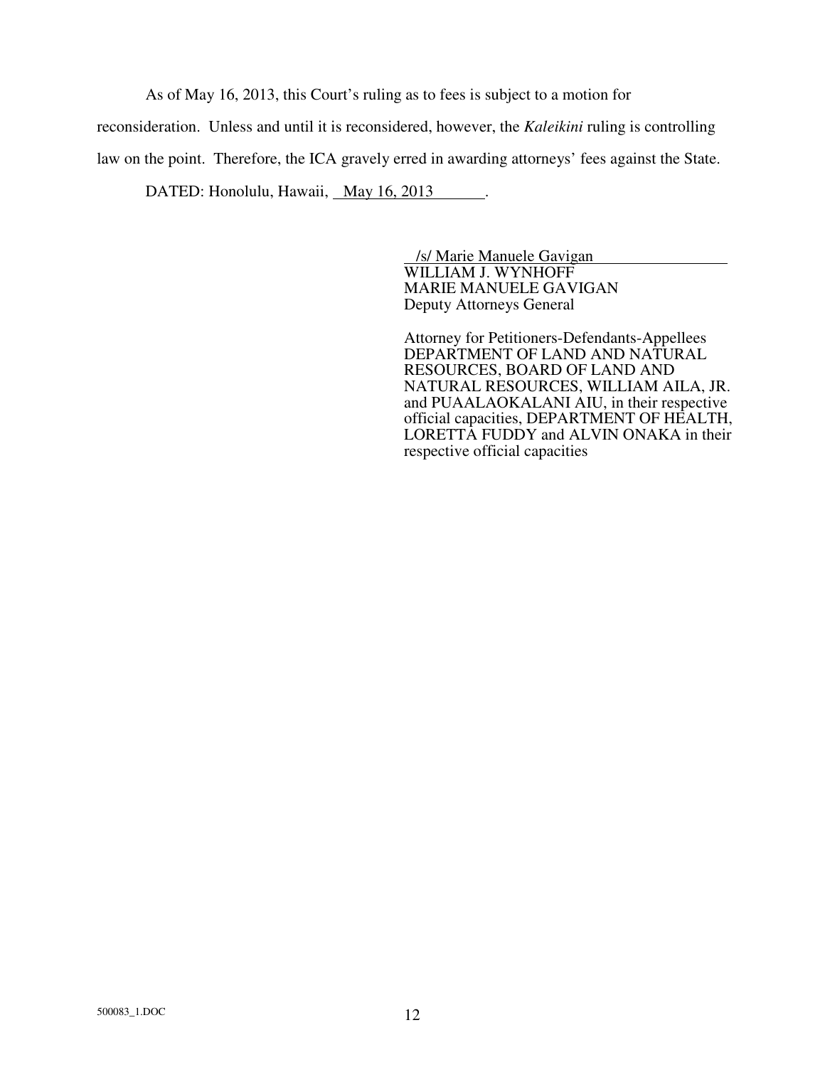As of May 16, 2013, this Court's ruling as to fees is subject to a motion for reconsideration. Unless and until it is reconsidered, however, the *Kaleikini* ruling is controlling law on the point. Therefore, the ICA gravely erred in awarding attorneys' fees against the State.

DATED: Honolulu, Hawaii, May 16, 2013.

/s/ Marie Manuele Gavigan
WILLIAM J. WYNHOFF
MARIE MANUELE GAVIGAN
Deputy Attorneys General

Attorney for Petitioners-Defendants-Appellees DEPARTMENT OF LAND AND NATURAL RESOURCES, BOARD OF LAND AND NATURAL RESOURCES, WILLIAM AILA, JR. and PUAALAOKALANI AIU, in their respective official capacities, DEPARTMENT OF HEALTH, LORETTA FUDDY and ALVIN ONAKA in their respective official capacities

500083_1.DOC